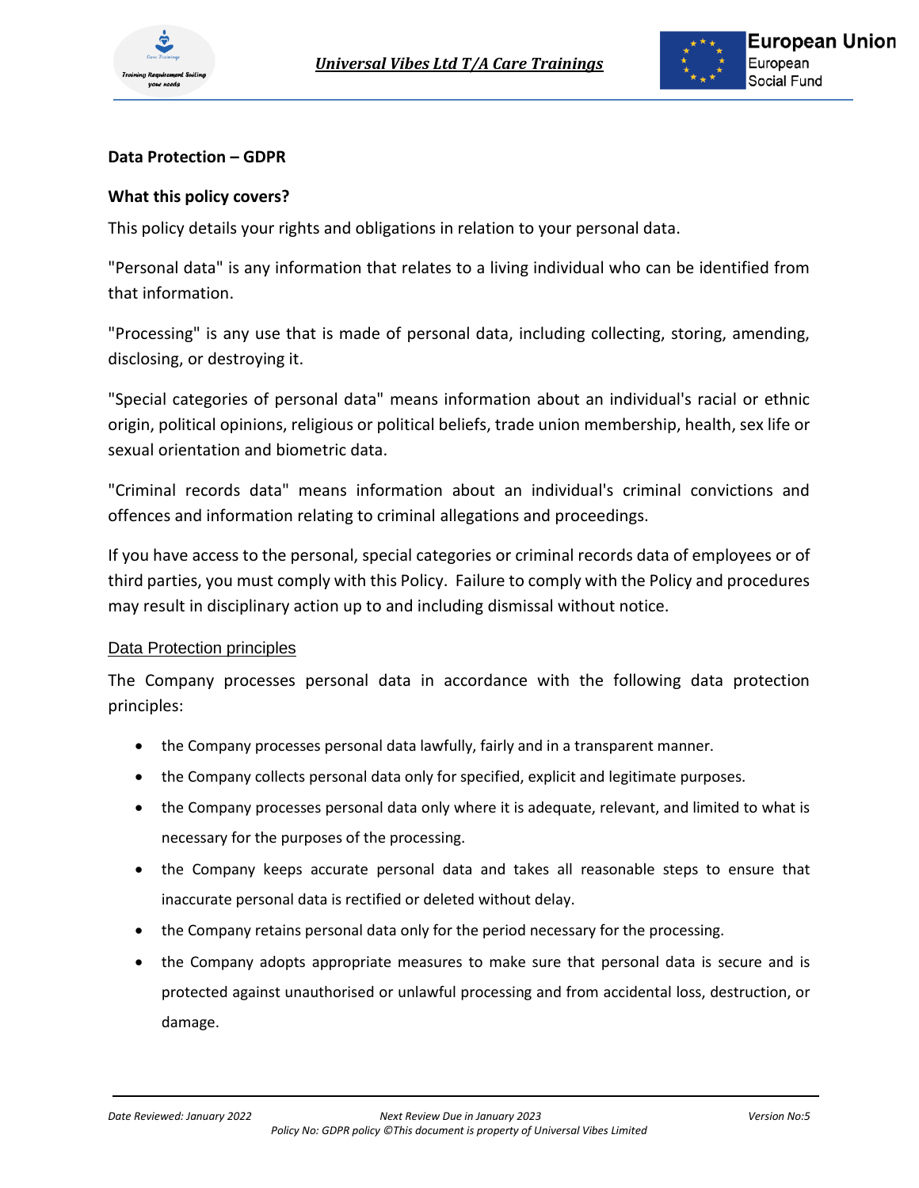## Data Protection – GDPR

### What this policy covers?

This policy details your rights and obligations in relation to your personal data.

"Personal data" is any information that relates to a living individual who can be identified from that information.

"Processing" is any use that is made of personal data, including collecting, storing, amending, disclosing, or destroying it.

"Special categories of personal data" means information about an individual's racial or ethnic origin, political opinions, religious or political beliefs, trade union membership, health, sex life or sexual orientation and biometric data.

"Criminal records data" means information about an individual's criminal convictions and offences and information relating to criminal allegations and proceedings.

If you have access to the personal, special categories or criminal records data of employees or of third parties, you must comply with this Policy. Failure to comply with the Policy and procedures may result in disciplinary action up to and including dismissal without notice.

### Data Protection principles

The Company processes personal data in accordance with the following data protection principles:

- the Company processes personal data lawfully, fairly and in a transparent manner.
- the Company collects personal data only for specified, explicit and legitimate purposes.
- the Company processes personal data only where it is adequate, relevant, and limited to what is necessary for the purposes of the processing.
- the Company keeps accurate personal data and takes all reasonable steps to ensure that inaccurate personal data is rectified or deleted without delay.
- the Company retains personal data only for the period necessary for the processing.
- the Company adopts appropriate measures to make sure that personal data is secure and is protected against unauthorised or unlawful processing and from accidental loss, destruction, or damage.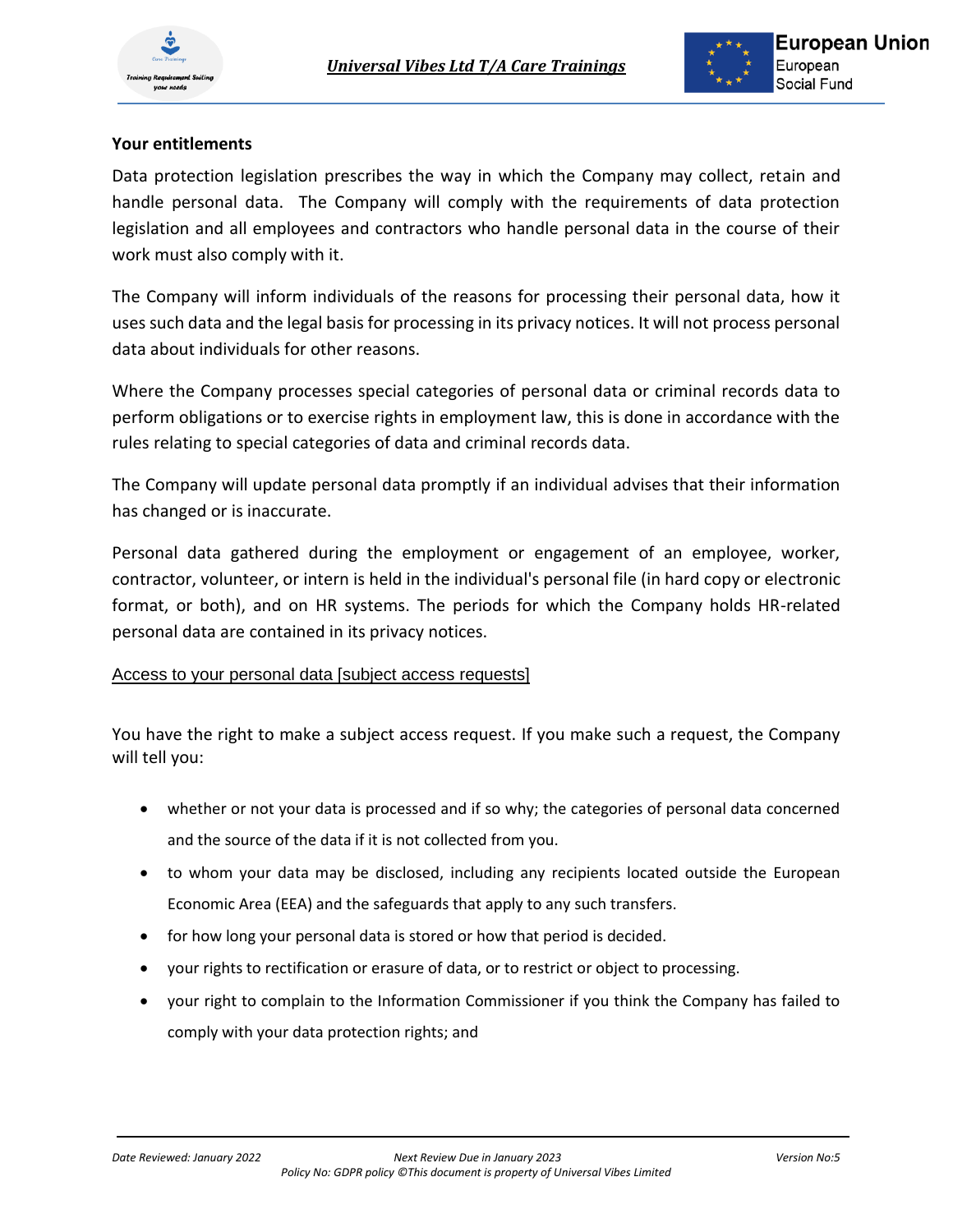**Your entitlements**

Data protection legislation prescribes the way in which the Company may collect, retain and handle personal data. The Company will comply with the requirements of data protection legislation and all employees and contractors who handle personal data in the course of their work must also comply with it.

The Company will inform individuals of the reasons for processing their personal data, how it uses such data and the legal basis for processing in its privacy notices. It will not process personal data about individuals for other reasons.

Where the Company processes special categories of personal data or criminal records data to perform obligations or to exercise rights in employment law, this is done in accordance with the rules relating to special categories of data and criminal records data.

The Company will update personal data promptly if an individual advises that their information has changed or is inaccurate.

Personal data gathered during the employment or engagement of an employee, worker, contractor, volunteer, or intern is held in the individual's personal file (in hard copy or electronic format, or both), and on HR systems. The periods for which the Company holds HR-related personal data are contained in its privacy notices.

Access to your personal data [subject access requests]

You have the right to make a subject access request. If you make such a request, the Company will tell you:

- whether or not your data is processed and if so why; the categories of personal data concerned and the source of the data if it is not collected from you.
- to whom your data may be disclosed, including any recipients located outside the European Economic Area (EEA) and the safeguards that apply to any such transfers.
- for how long your personal data is stored or how that period is decided.
- your rights to rectification or erasure of data, or to restrict or object to processing.
- your right to complain to the Information Commissioner if you think the Company has failed to comply with your data protection rights; and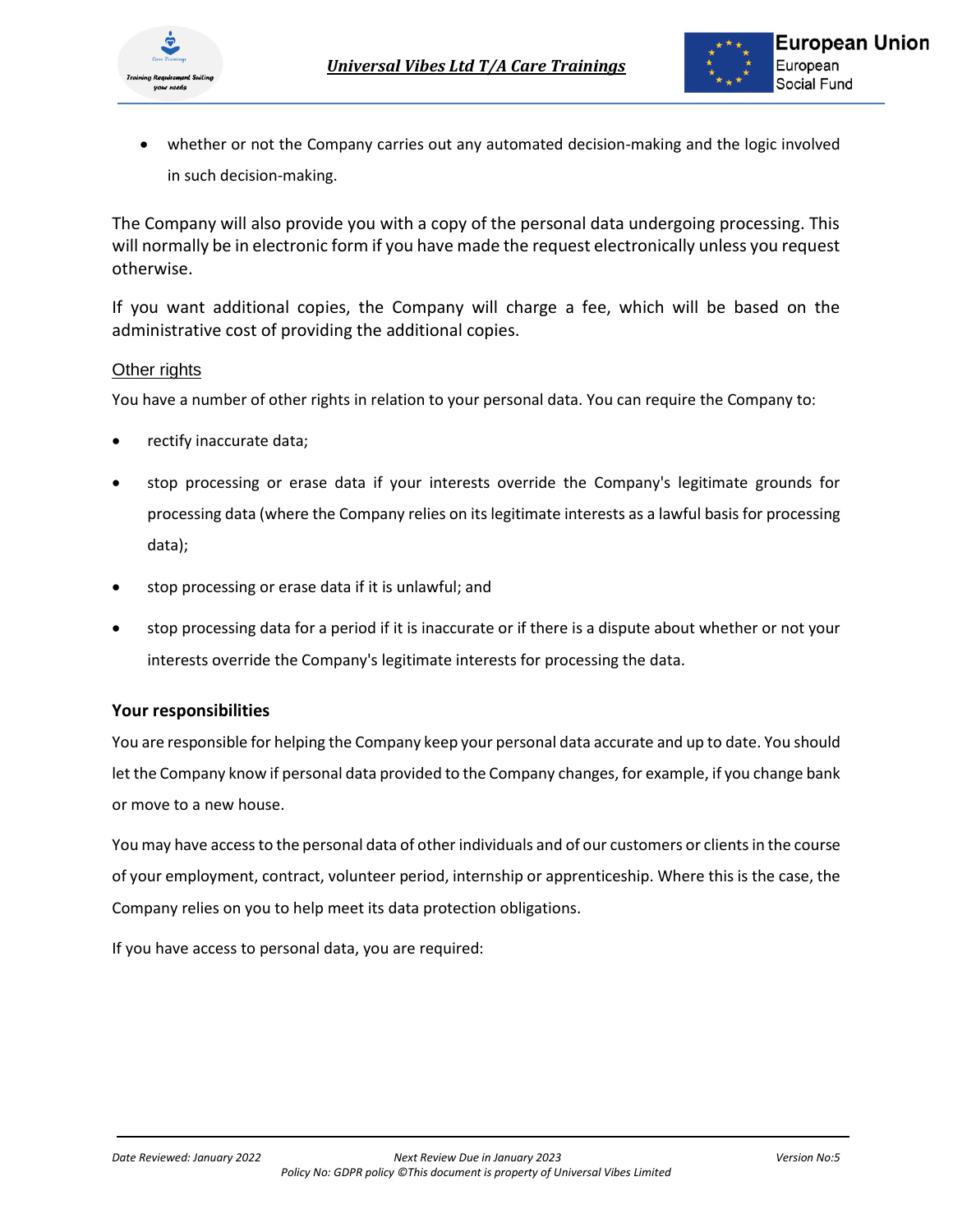- whether or not the Company carries out any automated decision-making and the logic involved in such decision-making.

The Company will also provide you with a copy of the personal data undergoing processing. This will normally be in electronic form if you have made the request electronically unless you request otherwise.

If you want additional copies, the Company will charge a fee, which will be based on the administrative cost of providing the additional copies.

Other rights

You have a number of other rights in relation to your personal data. You can require the Company to:

- rectify inaccurate data;
- stop processing or erase data if your interests override the Company's legitimate grounds for processing data (where the Company relies on its legitimate interests as a lawful basis for processing data);
- stop processing or erase data if it is unlawful; and
- stop processing data for a period if it is inaccurate or if there is a dispute about whether or not your interests override the Company's legitimate interests for processing the data.

**Your responsibilities**

You are responsible for helping the Company keep your personal data accurate and up to date. You should let the Company know if personal data provided to the Company changes, for example, if you change bank or move to a new house.

You may have access to the personal data of other individuals and of our customers or clients in the course of your employment, contract, volunteer period, internship or apprenticeship. Where this is the case, the Company relies on you to help meet its data protection obligations.

If you have access to personal data, you are required: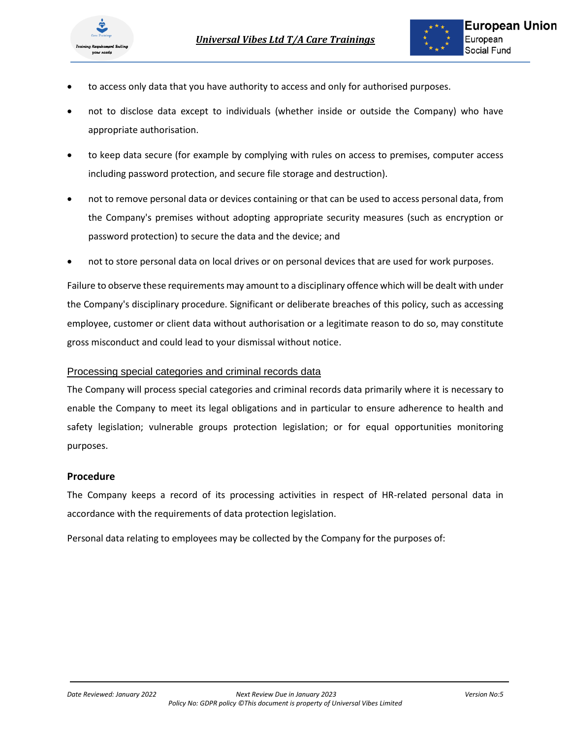- to access only data that you have authority to access and only for authorised purposes.
- not to disclose data except to individuals (whether inside or outside the Company) who have appropriate authorisation.
- to keep data secure (for example by complying with rules on access to premises, computer access including password protection, and secure file storage and destruction).
- not to remove personal data or devices containing or that can be used to access personal data, from the Company's premises without adopting appropriate security measures (such as encryption or password protection) to secure the data and the device; and
- not to store personal data on local drives or on personal devices that are used for work purposes.

Failure to observe these requirements may amount to a disciplinary offence which will be dealt with under the Company's disciplinary procedure. Significant or deliberate breaches of this policy, such as accessing employee, customer or client data without authorisation or a legitimate reason to do so, may constitute gross misconduct and could lead to your dismissal without notice.

### Processing special categories and criminal records data

The Company will process special categories and criminal records data primarily where it is necessary to enable the Company to meet its legal obligations and in particular to ensure adherence to health and safety legislation; vulnerable groups protection legislation; or for equal opportunities monitoring purposes.

### Procedure

The Company keeps a record of its processing activities in respect of HR-related personal data in accordance with the requirements of data protection legislation.

Personal data relating to employees may be collected by the Company for the purposes of: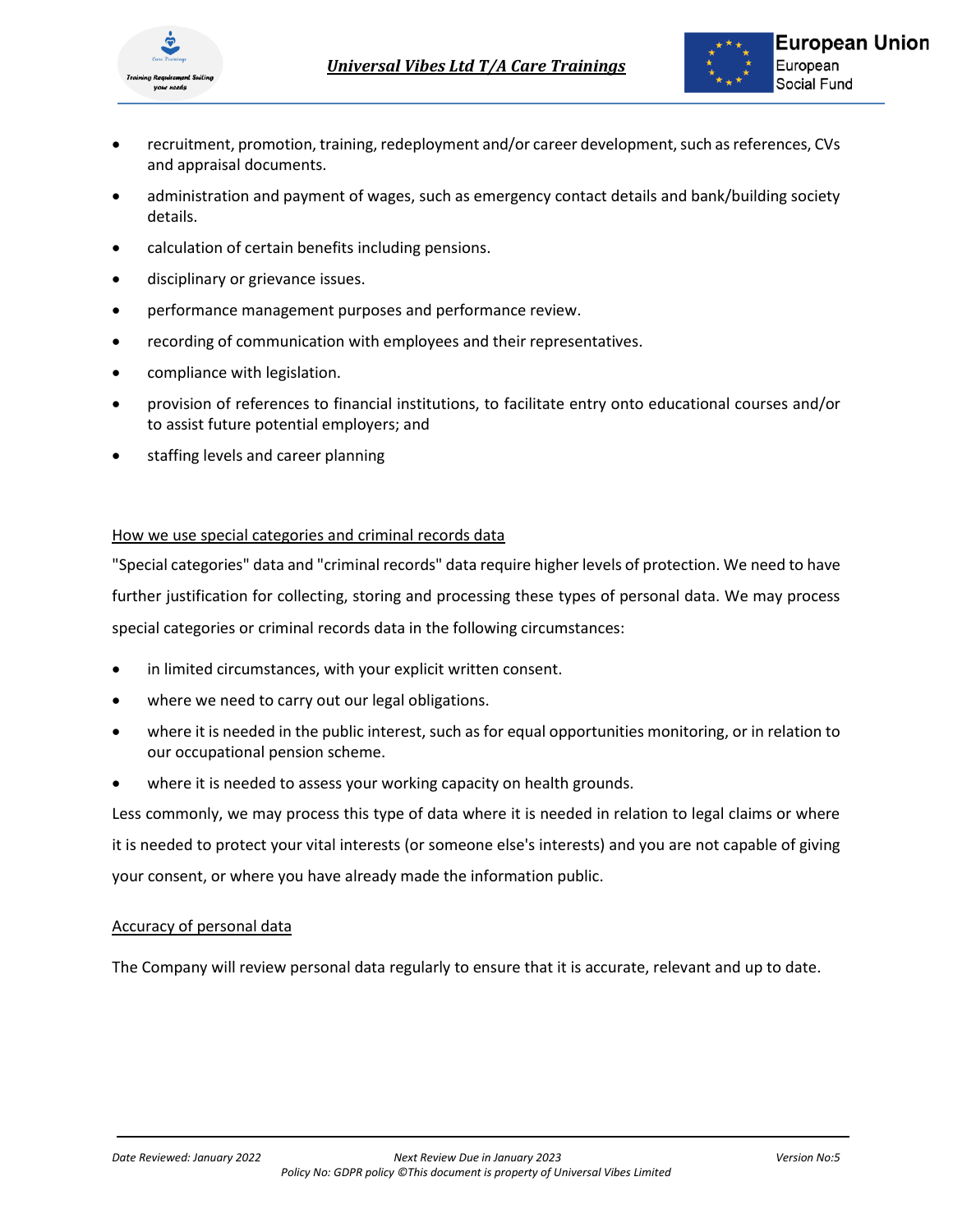- recruitment, promotion, training, redeployment and/or career development, such as references, CVs and appraisal documents.
- administration and payment of wages, such as emergency contact details and bank/building society details.
- calculation of certain benefits including pensions.
- disciplinary or grievance issues.
- performance management purposes and performance review.
- recording of communication with employees and their representatives.
- compliance with legislation.
- provision of references to financial institutions, to facilitate entry onto educational courses and/or to assist future potential employers; and
- staffing levels and career planning

## How we use special categories and criminal records data

"Special categories" data and "criminal records" data require higher levels of protection. We need to have further justification for collecting, storing and processing these types of personal data. We may process special categories or criminal records data in the following circumstances:

- in limited circumstances, with your explicit written consent.
- where we need to carry out our legal obligations.
- where it is needed in the public interest, such as for equal opportunities monitoring, or in relation to our occupational pension scheme.
- where it is needed to assess your working capacity on health grounds.

Less commonly, we may process this type of data where it is needed in relation to legal claims or where it is needed to protect your vital interests (or someone else's interests) and you are not capable of giving your consent, or where you have already made the information public.

## Accuracy of personal data

The Company will review personal data regularly to ensure that it is accurate, relevant and up to date.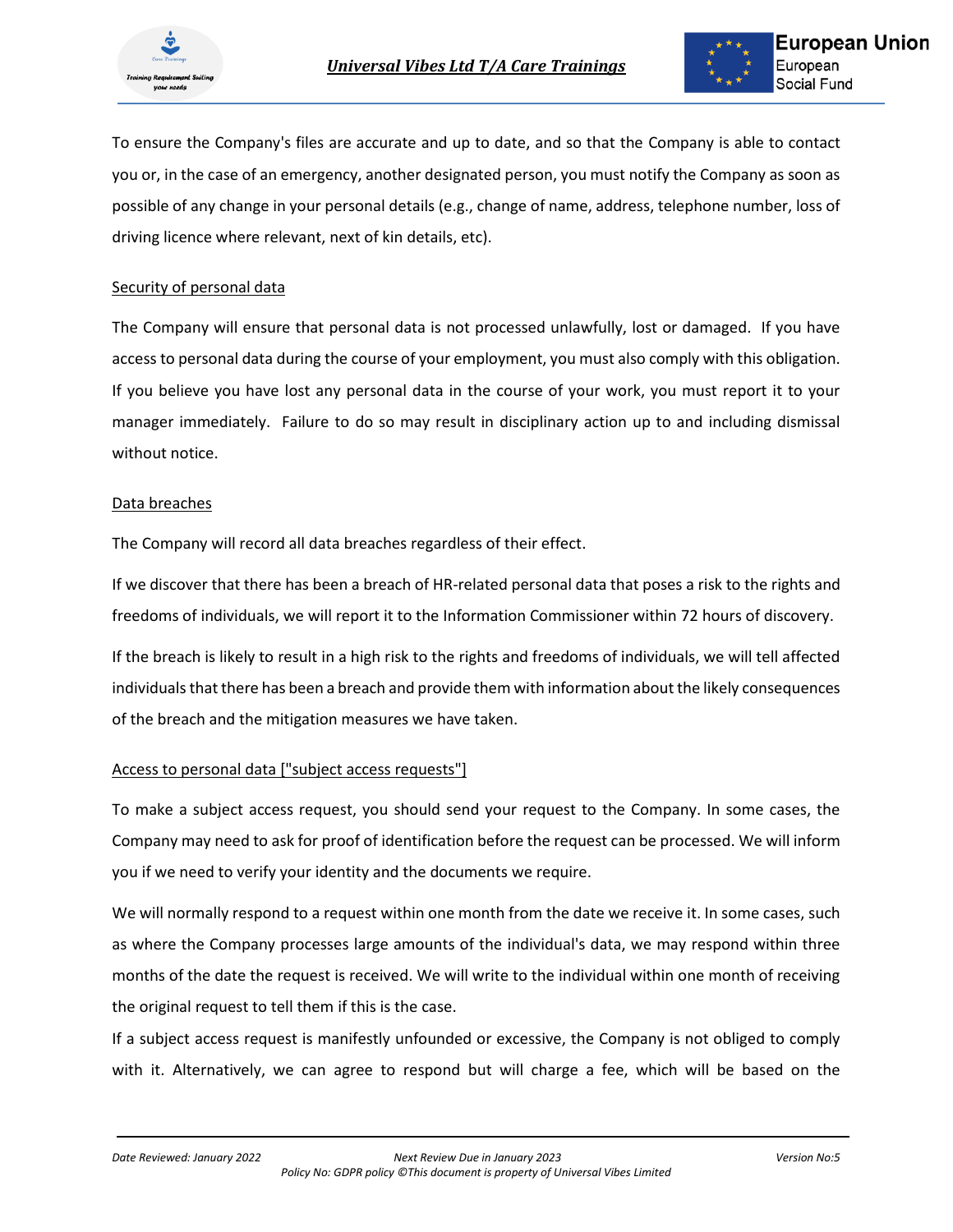To ensure the Company's files are accurate and up to date, and so that the Company is able to contact you or, in the case of an emergency, another designated person, you must notify the Company as soon as possible of any change in your personal details (e.g., change of name, address, telephone number, loss of driving licence where relevant, next of kin details, etc).

## Security of personal data

The Company will ensure that personal data is not processed unlawfully, lost or damaged. If you have access to personal data during the course of your employment, you must also comply with this obligation. If you believe you have lost any personal data in the course of your work, you must report it to your manager immediately. Failure to do so may result in disciplinary action up to and including dismissal without notice.

## Data breaches

The Company will record all data breaches regardless of their effect.

If we discover that there has been a breach of HR-related personal data that poses a risk to the rights and freedoms of individuals, we will report it to the Information Commissioner within 72 hours of discovery.

If the breach is likely to result in a high risk to the rights and freedoms of individuals, we will tell affected individuals that there has been a breach and provide them with information about the likely consequences of the breach and the mitigation measures we have taken.

## Access to personal data ["subject access requests"]

To make a subject access request, you should send your request to the Company. In some cases, the Company may need to ask for proof of identification before the request can be processed. We will inform you if we need to verify your identity and the documents we require.

We will normally respond to a request within one month from the date we receive it. In some cases, such as where the Company processes large amounts of the individual's data, we may respond within three months of the date the request is received. We will write to the individual within one month of receiving the original request to tell them if this is the case.

If a subject access request is manifestly unfounded or excessive, the Company is not obliged to comply with it. Alternatively, we can agree to respond but will charge a fee, which will be based on the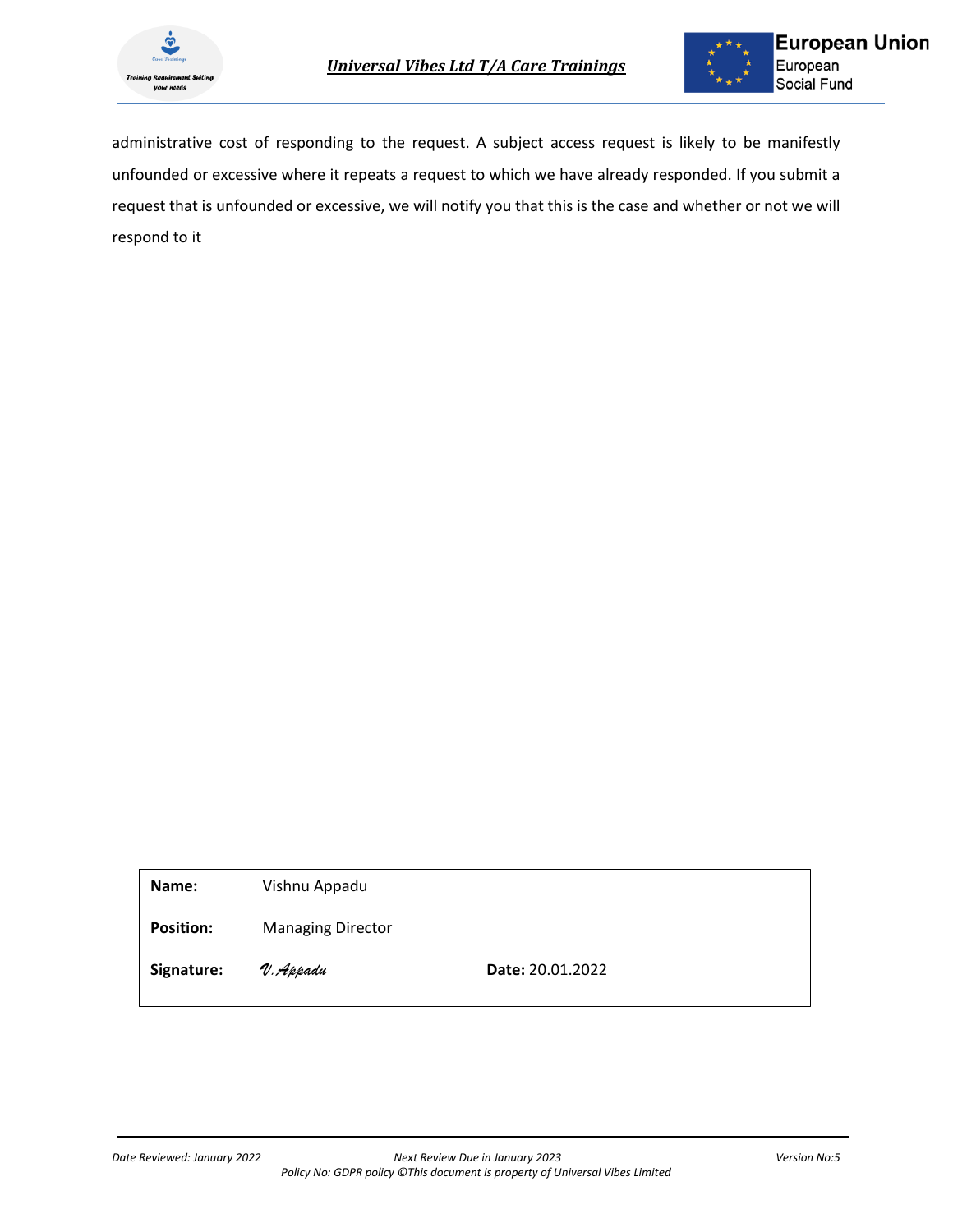administrative cost of responding to the request. A subject access request is likely to be manifestly unfounded or excessive where it repeats a request to which we have already responded. If you submit a request that is unfounded or excessive, we will notify you that this is the case and whether or not we will respond to it

| | | |
|---|---|---|
| **Name:** | Vishnu Appadu | |
| **Position:** | Managing Director | |
| **Signature:** | *V.Appadu* | **Date:** 20.01.2022 |